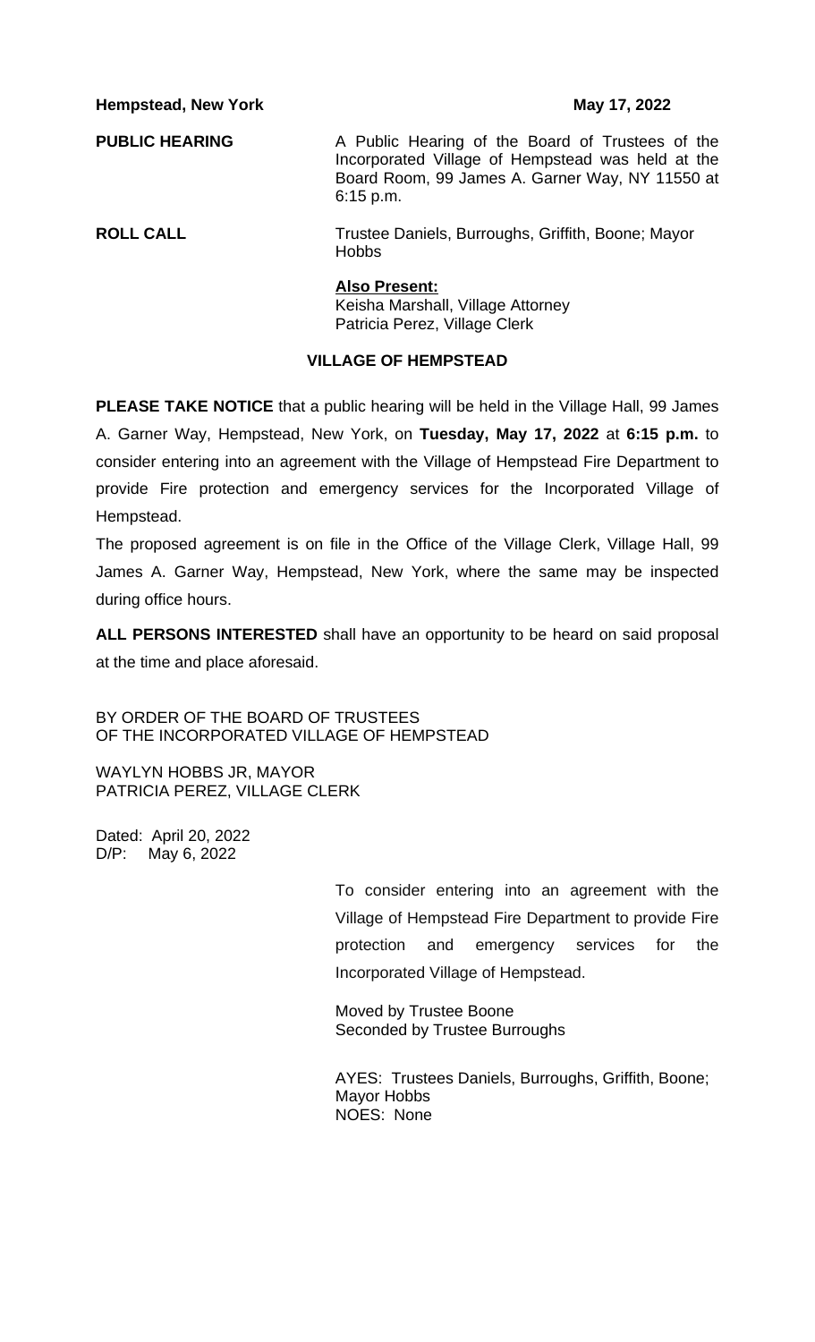**Hempstead, New York** **May 17, 2022**

**PUBLIC HEARING**

A Public Hearing of the Board of Trustees of the Incorporated Village of Hempstead was held at the Board Room, 99 James A. Garner Way, NY 11550 at 6:15 p.m.

**ROLL CALL**

Trustee Daniels, Burroughs, Griffith, Boone; Mayor Hobbs

**Also Present:**
Keisha Marshall, Village Attorney
Patricia Perez, Village Clerk

**VILLAGE OF HEMPSTEAD**

**PLEASE TAKE NOTICE** that a public hearing will be held in the Village Hall, 99 James A. Garner Way, Hempstead, New York, on **Tuesday, May 17, 2022** at **6:15 p.m.** to consider entering into an agreement with the Village of Hempstead Fire Department to provide Fire protection and emergency services for the Incorporated Village of Hempstead.

The proposed agreement is on file in the Office of the Village Clerk, Village Hall, 99 James A. Garner Way, Hempstead, New York, where the same may be inspected during office hours.

**ALL PERSONS INTERESTED** shall have an opportunity to be heard on said proposal at the time and place aforesaid.

BY ORDER OF THE BOARD OF TRUSTEES
OF THE INCORPORATED VILLAGE OF HEMPSTEAD

WAYLYN HOBBS JR, MAYOR
PATRICIA PEREZ, VILLAGE CLERK

Dated: April 20, 2022
D/P: May 6, 2022

To consider entering into an agreement with the Village of Hempstead Fire Department to provide Fire protection and emergency services for the Incorporated Village of Hempstead.

Moved by Trustee Boone
Seconded by Trustee Burroughs

AYES: Trustees Daniels, Burroughs, Griffith, Boone; Mayor Hobbs
NOES: None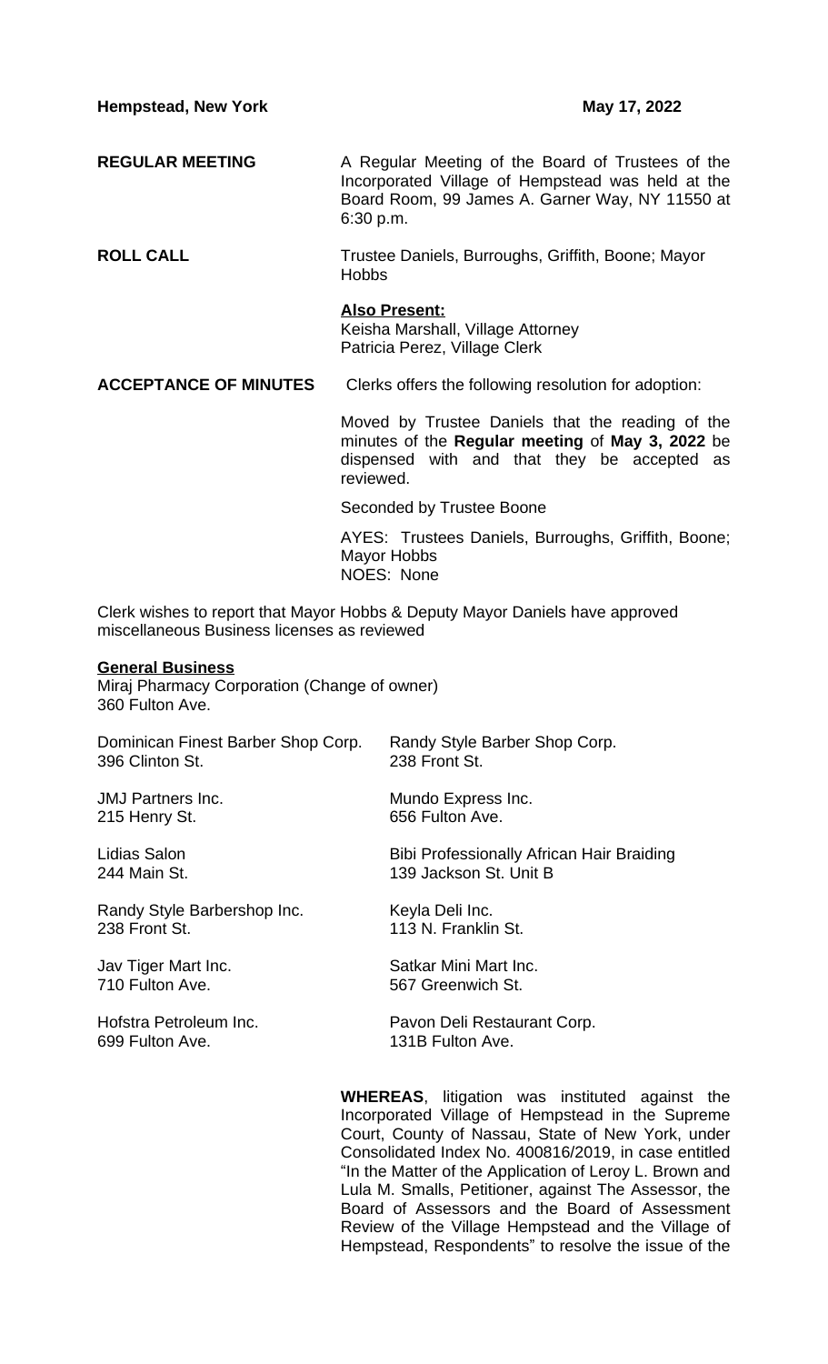**Hempstead, New York** **May 17, 2022**

**REGULAR MEETING** A Regular Meeting of the Board of Trustees of the Incorporated Village of Hempstead was held at the Board Room, 99 James A. Garner Way, NY 11550 at 6:30 p.m.

**ROLL CALL** Trustee Daniels, Burroughs, Griffith, Boone; Mayor Hobbs

**Also Present:**
Keisha Marshall, Village Attorney
Patricia Perez, Village Clerk

**ACCEPTANCE OF MINUTES** Clerks offers the following resolution for adoption:

Moved by Trustee Daniels that the reading of the minutes of the **Regular meeting** of **May 3, 2022** be dispensed with and that they be accepted as reviewed.

Seconded by Trustee Boone

AYES: Trustees Daniels, Burroughs, Griffith, Boone; Mayor Hobbs
NOES: None

Clerk wishes to report that Mayor Hobbs & Deputy Mayor Daniels have approved miscellaneous Business licenses as reviewed

**General Business**
Miraj Pharmacy Corporation (Change of owner)
360 Fulton Ave.

Dominican Finest Barber Shop Corp.
396 Clinton St.

Randy Style Barber Shop Corp.
238 Front St.

JMJ Partners Inc.
215 Henry St.

Mundo Express Inc.
656 Fulton Ave.

Lidias Salon
244 Main St.

Bibi Professionally African Hair Braiding
139 Jackson St. Unit B

Randy Style Barbershop Inc.
238 Front St.

Keyla Deli Inc.
113 N. Franklin St.

Jav Tiger Mart Inc.
710 Fulton Ave.

Satkar Mini Mart Inc.
567 Greenwich St.

Hofstra Petroleum Inc.
699 Fulton Ave.

Pavon Deli Restaurant Corp.
131B Fulton Ave.

**WHEREAS**, litigation was instituted against the Incorporated Village of Hempstead in the Supreme Court, County of Nassau, State of New York, under Consolidated Index No. 400816/2019, in case entitled "In the Matter of the Application of Leroy L. Brown and Lula M. Smalls, Petitioner, against The Assessor, the Board of Assessors and the Board of Assessment Review of the Village Hempstead and the Village of Hempstead, Respondents" to resolve the issue of the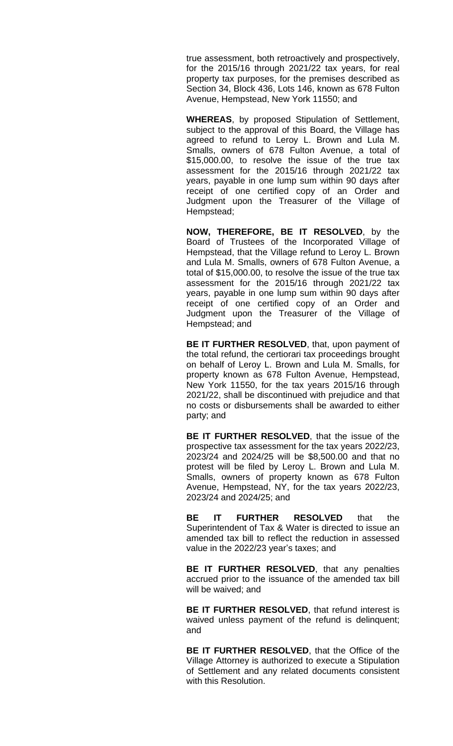true assessment, both retroactively and prospectively, for the 2015/16 through 2021/22 tax years, for real property tax purposes, for the premises described as Section 34, Block 436, Lots 146, known as 678 Fulton Avenue, Hempstead, New York 11550; and

**WHEREAS**, by proposed Stipulation of Settlement, subject to the approval of this Board, the Village has agreed to refund to Leroy L. Brown and Lula M. Smalls, owners of 678 Fulton Avenue, a total of $15,000.00, to resolve the issue of the true tax assessment for the 2015/16 through 2021/22 tax years, payable in one lump sum within 90 days after receipt of one certified copy of an Order and Judgment upon the Treasurer of the Village of Hempstead;

**NOW, THEREFORE, BE IT RESOLVED**, by the Board of Trustees of the Incorporated Village of Hempstead, that the Village refund to Leroy L. Brown and Lula M. Smalls, owners of 678 Fulton Avenue, a total of $15,000.00, to resolve the issue of the true tax assessment for the 2015/16 through 2021/22 tax years, payable in one lump sum within 90 days after receipt of one certified copy of an Order and Judgment upon the Treasurer of the Village of Hempstead; and

**BE IT FURTHER RESOLVED**, that, upon payment of the total refund, the certiorari tax proceedings brought on behalf of Leroy L. Brown and Lula M. Smalls, for property known as 678 Fulton Avenue, Hempstead, New York 11550, for the tax years 2015/16 through 2021/22, shall be discontinued with prejudice and that no costs or disbursements shall be awarded to either party; and

**BE IT FURTHER RESOLVED**, that the issue of the prospective tax assessment for the tax years 2022/23, 2023/24 and 2024/25 will be $8,500.00 and that no protest will be filed by Leroy L. Brown and Lula M. Smalls, owners of property known as 678 Fulton Avenue, Hempstead, NY, for the tax years 2022/23, 2023/24 and 2024/25; and

**BE IT FURTHER RESOLVED** that the Superintendent of Tax & Water is directed to issue an amended tax bill to reflect the reduction in assessed value in the 2022/23 year's taxes; and

**BE IT FURTHER RESOLVED**, that any penalties accrued prior to the issuance of the amended tax bill will be waived; and

**BE IT FURTHER RESOLVED**, that refund interest is waived unless payment of the refund is delinquent; and

**BE IT FURTHER RESOLVED**, that the Office of the Village Attorney is authorized to execute a Stipulation of Settlement and any related documents consistent with this Resolution.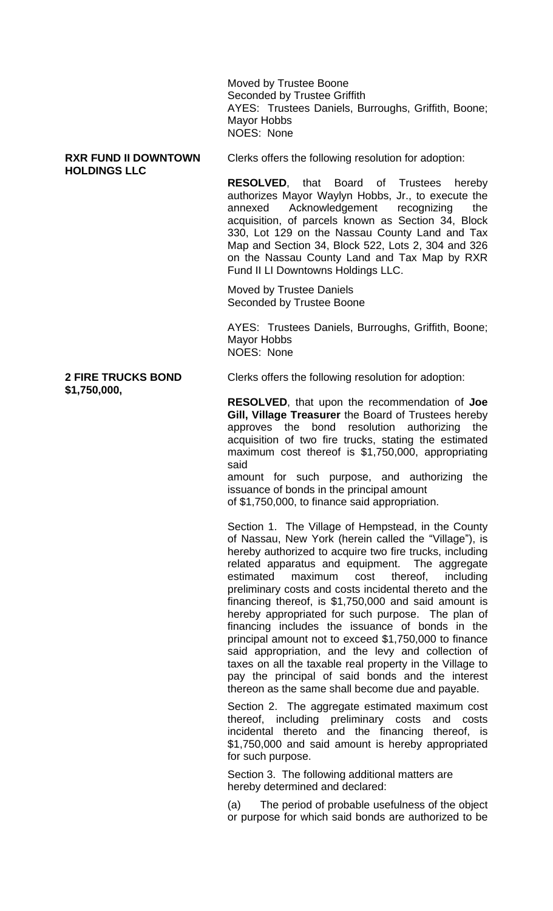Moved by Trustee Boone
Seconded by Trustee Griffith
AYES: Trustees Daniels, Burroughs, Griffith, Boone; Mayor Hobbs
NOES: None

**RXR FUND II DOWNTOWN HOLDINGS LLC**

Clerks offers the following resolution for adoption:

**RESOLVED**, that Board of Trustees hereby authorizes Mayor Waylyn Hobbs, Jr., to execute the annexed Acknowledgement recognizing the acquisition, of parcels known as Section 34, Block 330, Lot 129 on the Nassau County Land and Tax Map and Section 34, Block 522, Lots 2, 304 and 326 on the Nassau County Land and Tax Map by RXR Fund II LI Downtowns Holdings LLC.

Moved by Trustee Daniels
Seconded by Trustee Boone

AYES: Trustees Daniels, Burroughs, Griffith, Boone; Mayor Hobbs
NOES: None

**2 FIRE TRUCKS BOND $1,750,000,**

Clerks offers the following resolution for adoption:

**RESOLVED**, that upon the recommendation of **Joe Gill, Village Treasurer** the Board of Trustees hereby approves the bond resolution authorizing the acquisition of two fire trucks, stating the estimated maximum cost thereof is $1,750,000, appropriating said
amount for such purpose, and authorizing the issuance of bonds in the principal amount
of $1,750,000, to finance said appropriation.

Section 1. The Village of Hempstead, in the County of Nassau, New York (herein called the "Village"), is hereby authorized to acquire two fire trucks, including related apparatus and equipment. The aggregate estimated maximum cost thereof, including preliminary costs and costs incidental thereto and the financing thereof, is $1,750,000 and said amount is hereby appropriated for such purpose. The plan of financing includes the issuance of bonds in the principal amount not to exceed $1,750,000 to finance said appropriation, and the levy and collection of taxes on all the taxable real property in the Village to pay the principal of said bonds and the interest thereon as the same shall become due and payable.

Section 2. The aggregate estimated maximum cost thereof, including preliminary costs and costs incidental thereto and the financing thereof, is $1,750,000 and said amount is hereby appropriated for such purpose.

Section 3. The following additional matters are hereby determined and declared:

(a) The period of probable usefulness of the object or purpose for which said bonds are authorized to be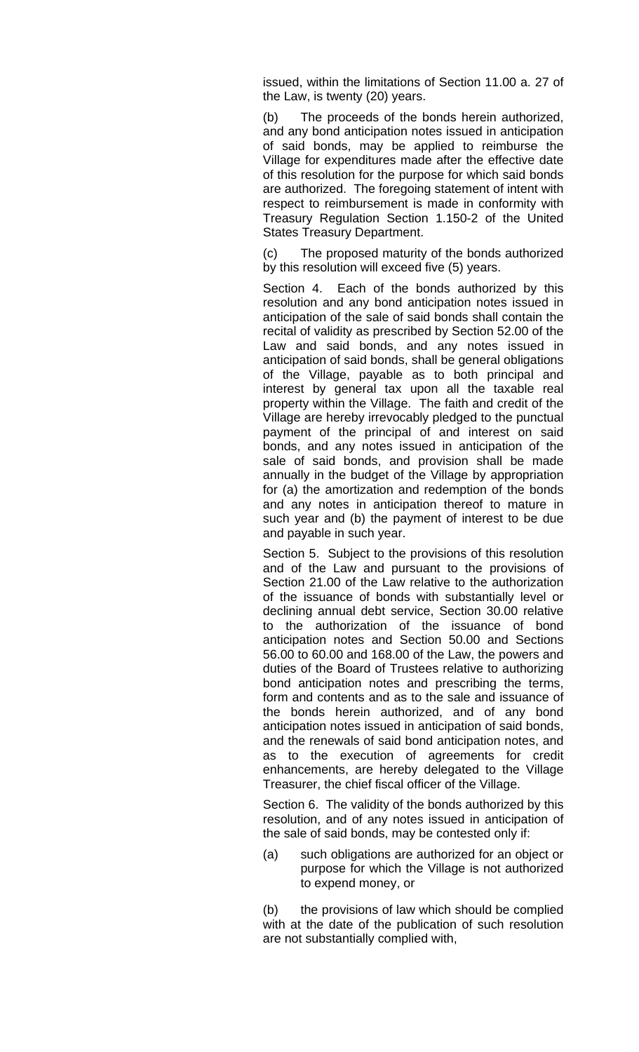issued, within the limitations of Section 11.00 a. 27 of the Law, is twenty (20) years.

(b) The proceeds of the bonds herein authorized, and any bond anticipation notes issued in anticipation of said bonds, may be applied to reimburse the Village for expenditures made after the effective date of this resolution for the purpose for which said bonds are authorized. The foregoing statement of intent with respect to reimbursement is made in conformity with Treasury Regulation Section 1.150-2 of the United States Treasury Department.

(c) The proposed maturity of the bonds authorized by this resolution will exceed five (5) years.

Section 4. Each of the bonds authorized by this resolution and any bond anticipation notes issued in anticipation of the sale of said bonds shall contain the recital of validity as prescribed by Section 52.00 of the Law and said bonds, and any notes issued in anticipation of said bonds, shall be general obligations of the Village, payable as to both principal and interest by general tax upon all the taxable real property within the Village. The faith and credit of the Village are hereby irrevocably pledged to the punctual payment of the principal of and interest on said bonds, and any notes issued in anticipation of the sale of said bonds, and provision shall be made annually in the budget of the Village by appropriation for (a) the amortization and redemption of the bonds and any notes in anticipation thereof to mature in such year and (b) the payment of interest to be due and payable in such year.

Section 5. Subject to the provisions of this resolution and of the Law and pursuant to the provisions of Section 21.00 of the Law relative to the authorization of the issuance of bonds with substantially level or declining annual debt service, Section 30.00 relative to the authorization of the issuance of bond anticipation notes and Section 50.00 and Sections 56.00 to 60.00 and 168.00 of the Law, the powers and duties of the Board of Trustees relative to authorizing bond anticipation notes and prescribing the terms, form and contents and as to the sale and issuance of the bonds herein authorized, and of any bond anticipation notes issued in anticipation of said bonds, and the renewals of said bond anticipation notes, and as to the execution of agreements for credit enhancements, are hereby delegated to the Village Treasurer, the chief fiscal officer of the Village.

Section 6. The validity of the bonds authorized by this resolution, and of any notes issued in anticipation of the sale of said bonds, may be contested only if:

(a) such obligations are authorized for an object or purpose for which the Village is not authorized to expend money, or

(b) the provisions of law which should be complied with at the date of the publication of such resolution are not substantially complied with,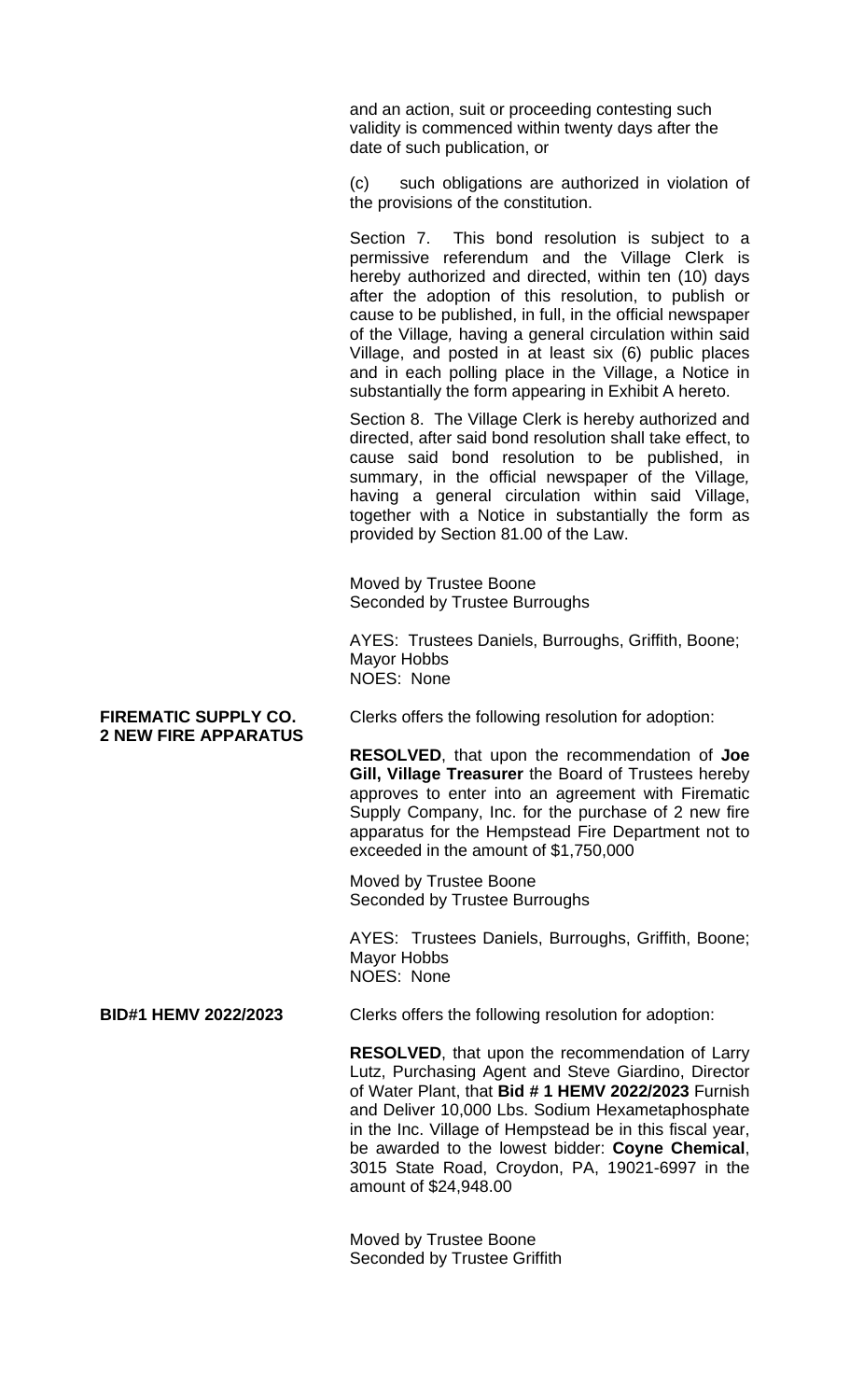and an action, suit or proceeding contesting such validity is commenced within twenty days after the date of such publication, or

(c) such obligations are authorized in violation of the provisions of the constitution.

Section 7. This bond resolution is subject to a permissive referendum and the Village Clerk is hereby authorized and directed, within ten (10) days after the adoption of this resolution, to publish or cause to be published, in full, in the official newspaper of the Village, having a general circulation within said Village, and posted in at least six (6) public places and in each polling place in the Village, a Notice in substantially the form appearing in Exhibit A hereto.

Section 8. The Village Clerk is hereby authorized and directed, after said bond resolution shall take effect, to cause said bond resolution to be published, in summary, in the official newspaper of the Village, having a general circulation within said Village, together with a Notice in substantially the form as provided by Section 81.00 of the Law.

Moved by Trustee Boone
Seconded by Trustee Burroughs

AYES: Trustees Daniels, Burroughs, Griffith, Boone; Mayor Hobbs
NOES: None

**FIREMATIC SUPPLY CO.**
**2 NEW FIRE APPARATUS**

Clerks offers the following resolution for adoption:

**RESOLVED**, that upon the recommendation of **Joe Gill, Village Treasurer** the Board of Trustees hereby approves to enter into an agreement with Firematic Supply Company, Inc. for the purchase of 2 new fire apparatus for the Hempstead Fire Department not to exceeded in the amount of $1,750,000

Moved by Trustee Boone
Seconded by Trustee Burroughs

AYES: Trustees Daniels, Burroughs, Griffith, Boone; Mayor Hobbs
NOES: None

**BID#1 HEMV 2022/2023**

Clerks offers the following resolution for adoption:

**RESOLVED**, that upon the recommendation of Larry Lutz, Purchasing Agent and Steve Giardino, Director of Water Plant, that **Bid # 1 HEMV 2022/2023** Furnish and Deliver 10,000 Lbs. Sodium Hexametaphosphate in the Inc. Village of Hempstead be in this fiscal year, be awarded to the lowest bidder: **Coyne Chemical**, 3015 State Road, Croydon, PA, 19021-6997 in the amount of $24,948.00

Moved by Trustee Boone
Seconded by Trustee Griffith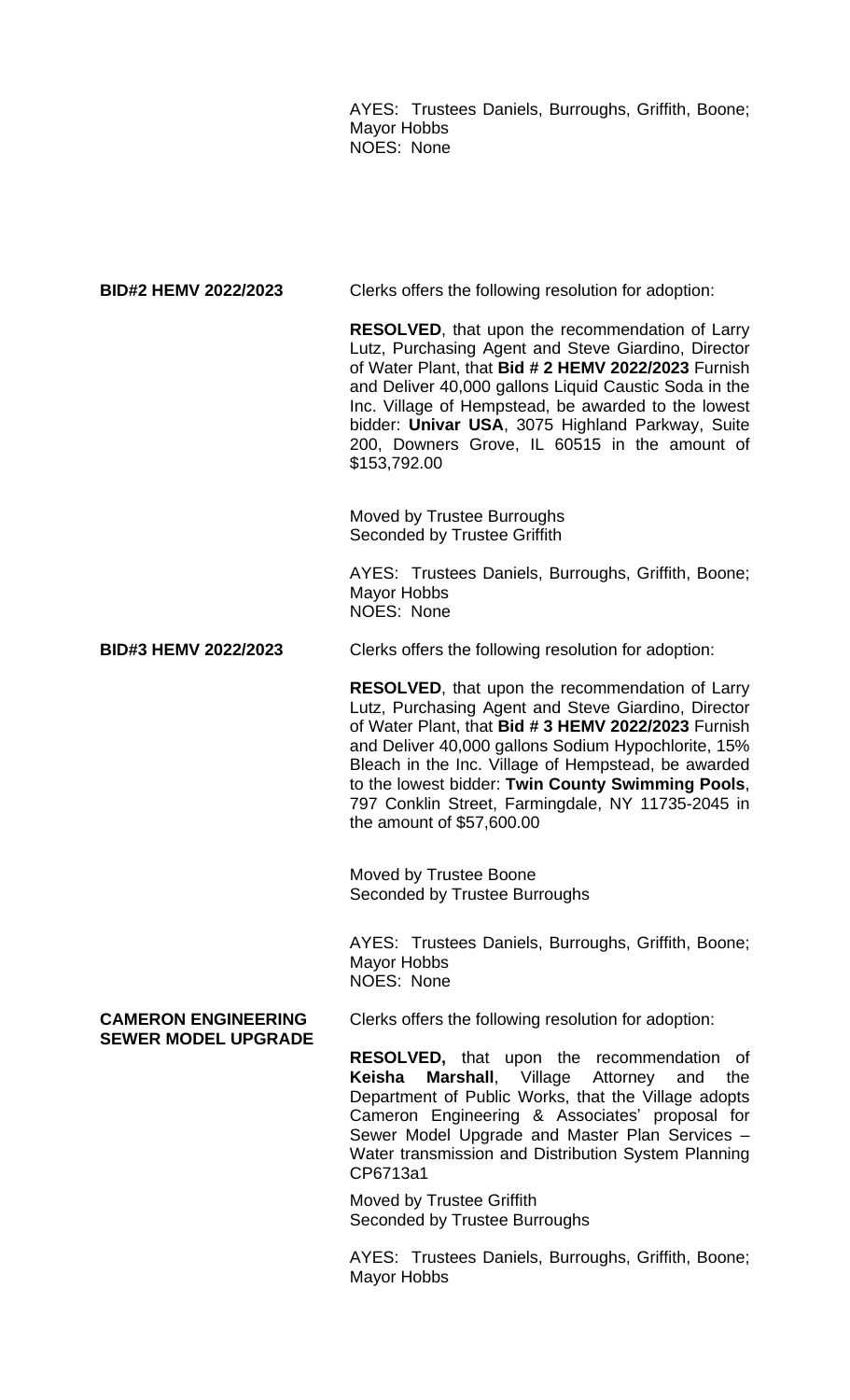AYES: Trustees Daniels, Burroughs, Griffith, Boone; Mayor Hobbs
NOES: None

**BID#2 HEMV 2022/2023**

Clerks offers the following resolution for adoption:

**RESOLVED**, that upon the recommendation of Larry Lutz, Purchasing Agent and Steve Giardino, Director of Water Plant, that **Bid # 2 HEMV 2022/2023** Furnish and Deliver 40,000 gallons Liquid Caustic Soda in the Inc. Village of Hempstead, be awarded to the lowest bidder: **Univar USA**, 3075 Highland Parkway, Suite 200, Downers Grove, IL 60515 in the amount of $153,792.00

Moved by Trustee Burroughs
Seconded by Trustee Griffith

AYES: Trustees Daniels, Burroughs, Griffith, Boone; Mayor Hobbs
NOES: None

**BID#3 HEMV 2022/2023**

Clerks offers the following resolution for adoption:

**RESOLVED**, that upon the recommendation of Larry Lutz, Purchasing Agent and Steve Giardino, Director of Water Plant, that **Bid # 3 HEMV 2022/2023** Furnish and Deliver 40,000 gallons Sodium Hypochlorite, 15% Bleach in the Inc. Village of Hempstead, be awarded to the lowest bidder: **Twin County Swimming Pools**, 797 Conklin Street, Farmingdale, NY 11735-2045 in the amount of $57,600.00

Moved by Trustee Boone
Seconded by Trustee Burroughs

AYES: Trustees Daniels, Burroughs, Griffith, Boone; Mayor Hobbs
NOES: None

**CAMERON ENGINEERING SEWER MODEL UPGRADE**

Clerks offers the following resolution for adoption:

**RESOLVED,** that upon the recommendation of **Keisha Marshall**, Village Attorney and the Department of Public Works, that the Village adopts Cameron Engineering & Associates' proposal for Sewer Model Upgrade and Master Plan Services – Water transmission and Distribution System Planning CP6713a1

Moved by Trustee Griffith
Seconded by Trustee Burroughs

AYES: Trustees Daniels, Burroughs, Griffith, Boone; Mayor Hobbs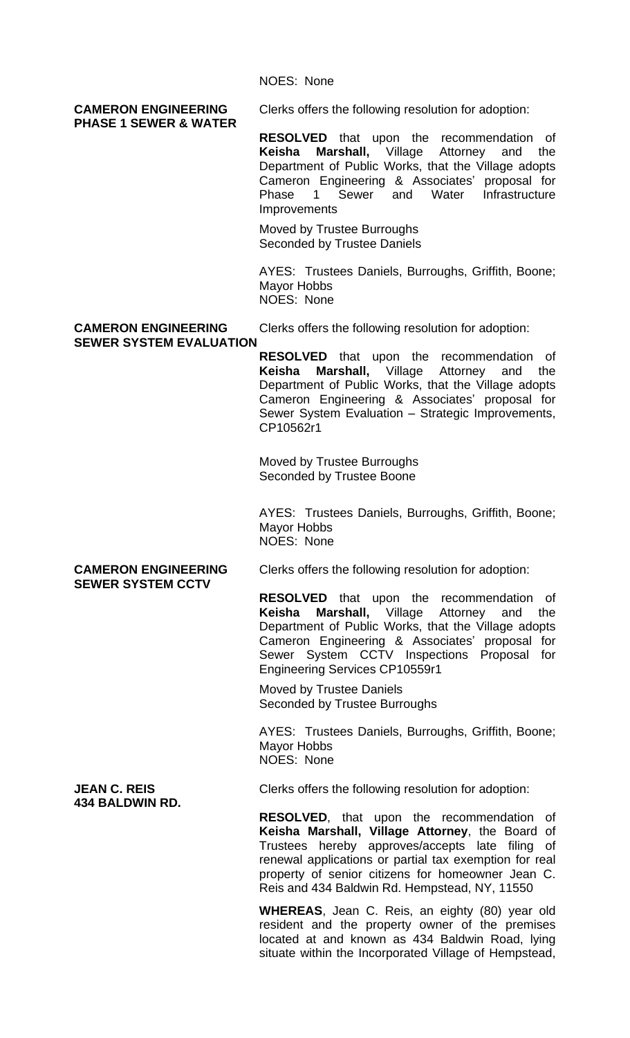NOES: None

**CAMERON ENGINEERING PHASE 1 SEWER & WATER**

Clerks offers the following resolution for adoption:

**RESOLVED** that upon the recommendation of **Keisha Marshall,** Village Attorney and the Department of Public Works, that the Village adopts Cameron Engineering & Associates' proposal for Phase 1 Sewer and Water Infrastructure Improvements

Moved by Trustee Burroughs
Seconded by Trustee Daniels

AYES: Trustees Daniels, Burroughs, Griffith, Boone; Mayor Hobbs
NOES: None

**CAMERON ENGINEERING SEWER SYSTEM EVALUATION**

Clerks offers the following resolution for adoption:

**RESOLVED** that upon the recommendation of **Keisha Marshall,** Village Attorney and the Department of Public Works, that the Village adopts Cameron Engineering & Associates' proposal for Sewer System Evaluation – Strategic Improvements, CP10562r1

Moved by Trustee Burroughs
Seconded by Trustee Boone

AYES: Trustees Daniels, Burroughs, Griffith, Boone; Mayor Hobbs
NOES: None

**CAMERON ENGINEERING SEWER SYSTEM CCTV**

Clerks offers the following resolution for adoption:

**RESOLVED** that upon the recommendation of **Keisha Marshall,** Village Attorney and the Department of Public Works, that the Village adopts Cameron Engineering & Associates' proposal for Sewer System CCTV Inspections Proposal for Engineering Services CP10559r1

Moved by Trustee Daniels
Seconded by Trustee Burroughs

AYES: Trustees Daniels, Burroughs, Griffith, Boone; Mayor Hobbs
NOES: None

**JEAN C. REIS 434 BALDWIN RD.**

Clerks offers the following resolution for adoption:

**RESOLVED**, that upon the recommendation of **Keisha Marshall, Village Attorney**, the Board of Trustees hereby approves/accepts late filing of renewal applications or partial tax exemption for real property of senior citizens for homeowner Jean C. Reis and 434 Baldwin Rd. Hempstead, NY, 11550

**WHEREAS**, Jean C. Reis, an eighty (80) year old resident and the property owner of the premises located at and known as 434 Baldwin Road, lying situate within the Incorporated Village of Hempstead,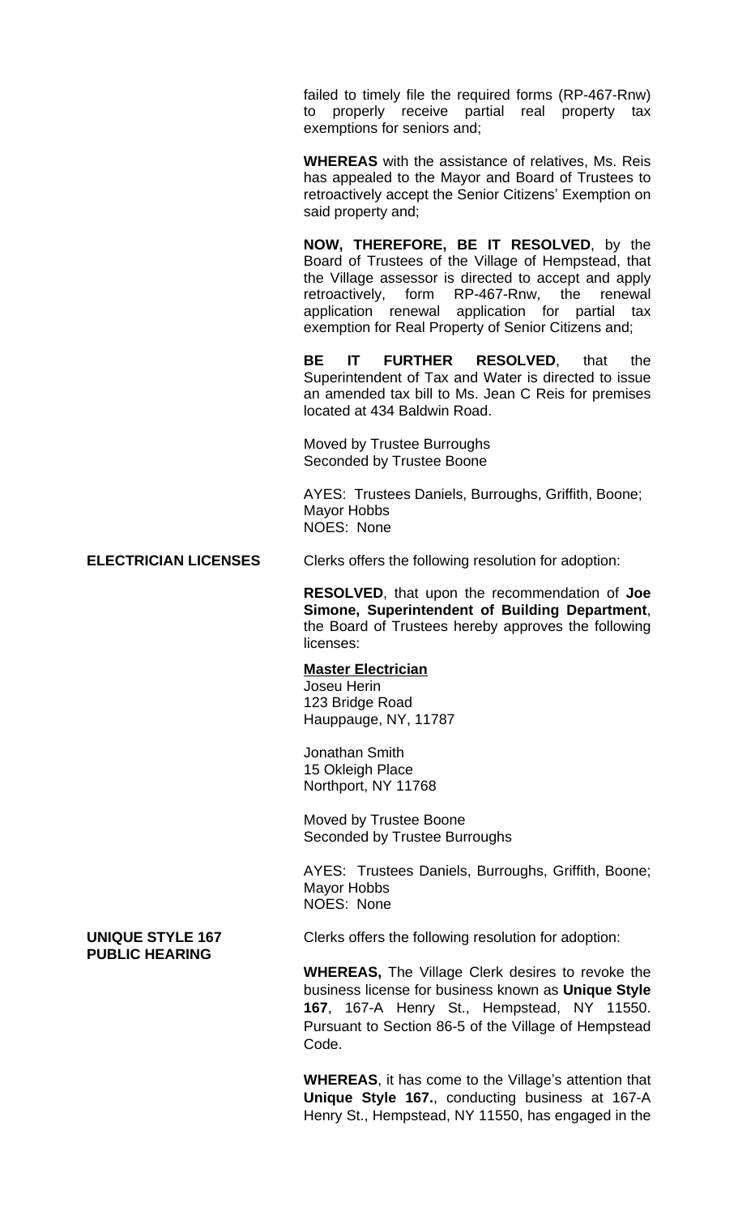failed to timely file the required forms (RP-467-Rnw) to properly receive partial real property tax exemptions for seniors and;

**WHEREAS** with the assistance of relatives, Ms. Reis has appealed to the Mayor and Board of Trustees to retroactively accept the Senior Citizens' Exemption on said property and;

**NOW, THEREFORE, BE IT RESOLVED**, by the Board of Trustees of the Village of Hempstead, that the Village assessor is directed to accept and apply retroactively, form RP-467-Rnw, the renewal application renewal application for partial tax exemption for Real Property of Senior Citizens and;

**BE IT FURTHER RESOLVED**, that the Superintendent of Tax and Water is directed to issue an amended tax bill to Ms. Jean C Reis for premises located at 434 Baldwin Road.

Moved by Trustee Burroughs
Seconded by Trustee Boone

AYES: Trustees Daniels, Burroughs, Griffith, Boone; Mayor Hobbs
NOES: None

**ELECTRICIAN LICENSES**

Clerks offers the following resolution for adoption:

**RESOLVED**, that upon the recommendation of **Joe Simone, Superintendent of Building Department**, the Board of Trustees hereby approves the following licenses:

**Master Electrician**

Joseu Herin
123 Bridge Road
Hauppauge, NY, 11787

Jonathan Smith
15 Okleigh Place
Northport, NY 11768

Moved by Trustee Boone
Seconded by Trustee Burroughs

AYES: Trustees Daniels, Burroughs, Griffith, Boone; Mayor Hobbs
NOES: None

**UNIQUE STYLE 167 PUBLIC HEARING**

Clerks offers the following resolution for adoption:

**WHEREAS,** The Village Clerk desires to revoke the business license for business known as **Unique Style 167**, 167-A Henry St., Hempstead, NY 11550. Pursuant to Section 86-5 of the Village of Hempstead Code.

**WHEREAS**, it has come to the Village's attention that **Unique Style 167.**, conducting business at 167-A Henry St., Hempstead, NY 11550, has engaged in the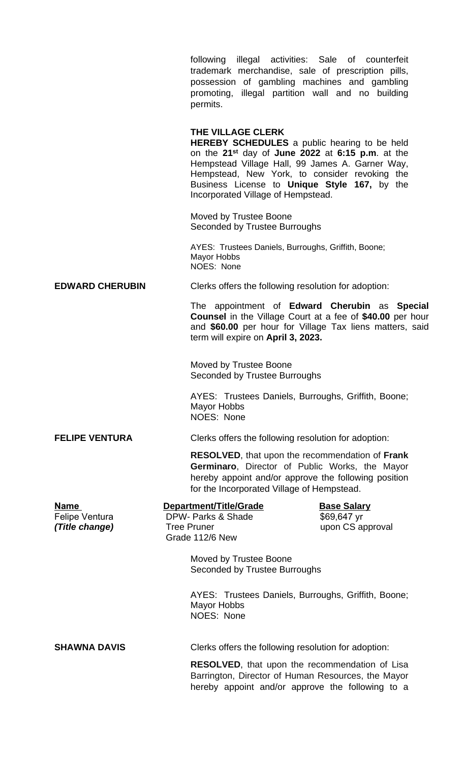following illegal activities: Sale of counterfeit trademark merchandise, sale of prescription pills, possession of gambling machines and gambling promoting, illegal partition wall and no building permits.

**THE VILLAGE CLERK**
**HEREBY SCHEDULES** a public hearing to be held on the **21st** day of **June 2022** at **6:15 p.m**. at the Hempstead Village Hall, 99 James A. Garner Way, Hempstead, New York, to consider revoking the Business License to **Unique Style 167,** by the Incorporated Village of Hempstead.

Moved by Trustee Boone
Seconded by Trustee Burroughs

AYES: Trustees Daniels, Burroughs, Griffith, Boone; Mayor Hobbs
NOES: None

**EDWARD CHERUBIN** Clerks offers the following resolution for adoption:

The appointment of **Edward Cherubin** as **Special Counsel** in the Village Court at a fee of **$40.00** per hour and **$60.00** per hour for Village Tax liens matters, said term will expire on **April 3, 2023.**

Moved by Trustee Boone
Seconded by Trustee Burroughs

AYES: Trustees Daniels, Burroughs, Griffith, Boone; Mayor Hobbs
NOES: None

**FELIPE VENTURA** Clerks offers the following resolution for adoption:

**RESOLVED**, that upon the recommendation of **Frank Germinaro**, Director of Public Works, the Mayor hereby appoint and/or approve the following position for the Incorporated Village of Hempstead.

| **Name** | **Department/Title/Grade** | **Base Salary** |
|---|---|---|
| Felipe Ventura ***(Title change)*** | DPW- Parks & Shade Tree Pruner Grade 112/6 New | $69,647 yr upon CS approval |

Moved by Trustee Boone
Seconded by Trustee Burroughs

AYES: Trustees Daniels, Burroughs, Griffith, Boone; Mayor Hobbs
NOES: None

**SHAWNA DAVIS** Clerks offers the following resolution for adoption:

**RESOLVED**, that upon the recommendation of Lisa Barrington, Director of Human Resources, the Mayor hereby appoint and/or approve the following to a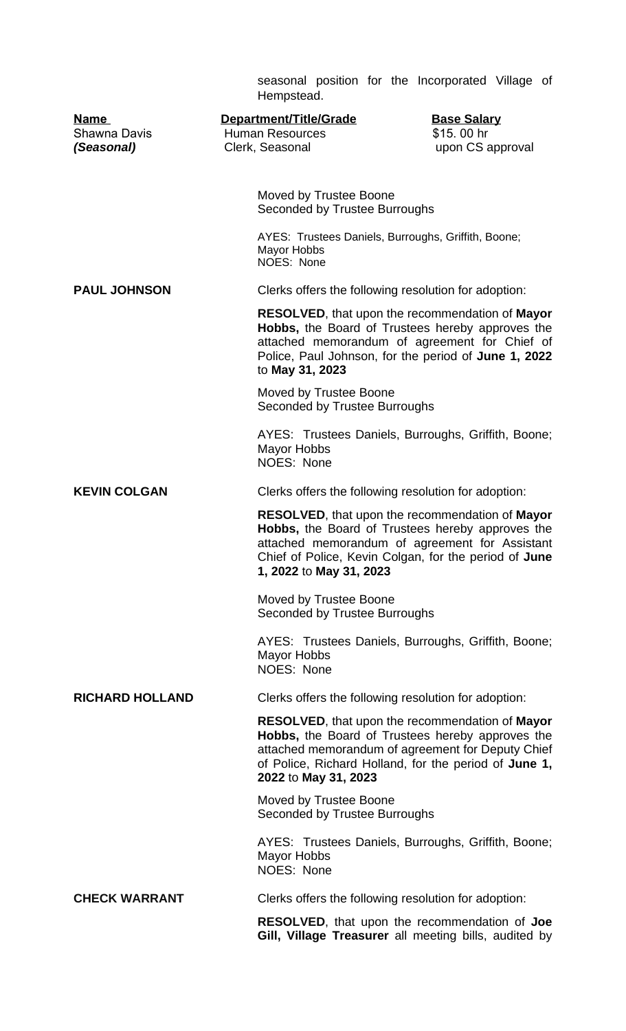seasonal position for the Incorporated Village of Hempstead.

| **Name** | **Department/Title/Grade** | **Base Salary** |
|---|---|---|
| Shawna Davis ***(Seasonal)*** | Human Resources Clerk, Seasonal | \$15. 00 hr upon CS approval |

Moved by Trustee Boone
Seconded by Trustee Burroughs

AYES: Trustees Daniels, Burroughs, Griffith, Boone; Mayor Hobbs
NOES: None

**PAUL JOHNSON**

Clerks offers the following resolution for adoption:

**RESOLVED**, that upon the recommendation of **Mayor Hobbs,** the Board of Trustees hereby approves the attached memorandum of agreement for Chief of Police, Paul Johnson, for the period of **June 1, 2022** to **May 31, 2023**

Moved by Trustee Boone
Seconded by Trustee Burroughs

AYES: Trustees Daniels, Burroughs, Griffith, Boone; Mayor Hobbs
NOES: None

**KEVIN COLGAN**

Clerks offers the following resolution for adoption:

**RESOLVED**, that upon the recommendation of **Mayor Hobbs,** the Board of Trustees hereby approves the attached memorandum of agreement for Assistant Chief of Police, Kevin Colgan, for the period of **June 1, 2022** to **May 31, 2023**

Moved by Trustee Boone
Seconded by Trustee Burroughs

AYES: Trustees Daniels, Burroughs, Griffith, Boone; Mayor Hobbs
NOES: None

**RICHARD HOLLAND**

Clerks offers the following resolution for adoption:

**RESOLVED**, that upon the recommendation of **Mayor Hobbs,** the Board of Trustees hereby approves the attached memorandum of agreement for Deputy Chief of Police, Richard Holland, for the period of **June 1, 2022** to **May 31, 2023**

Moved by Trustee Boone
Seconded by Trustee Burroughs

AYES: Trustees Daniels, Burroughs, Griffith, Boone; Mayor Hobbs
NOES: None

**CHECK WARRANT**

Clerks offers the following resolution for adoption:

**RESOLVED**, that upon the recommendation of **Joe Gill, Village Treasurer** all meeting bills, audited by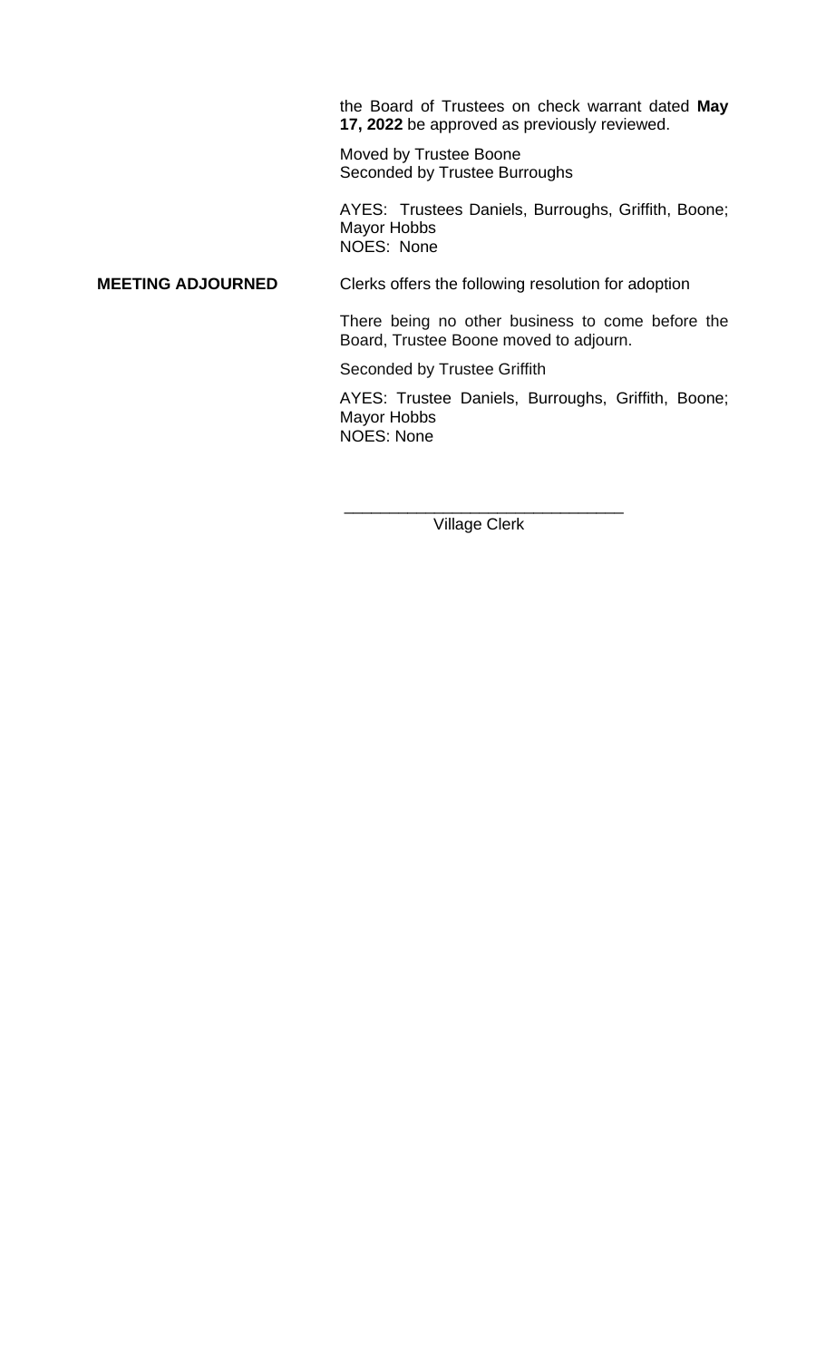the Board of Trustees on check warrant dated **May 17, 2022** be approved as previously reviewed.

Moved by Trustee Boone
Seconded by Trustee Burroughs

AYES: Trustees Daniels, Burroughs, Griffith, Boone; Mayor Hobbs
NOES: None

**MEETING ADJOURNED**

Clerks offers the following resolution for adoption

There being no other business to come before the Board, Trustee Boone moved to adjourn.

Seconded by Trustee Griffith

AYES: Trustee Daniels, Burroughs, Griffith, Boone; Mayor Hobbs
NOES: None

_______________________________
Village Clerk